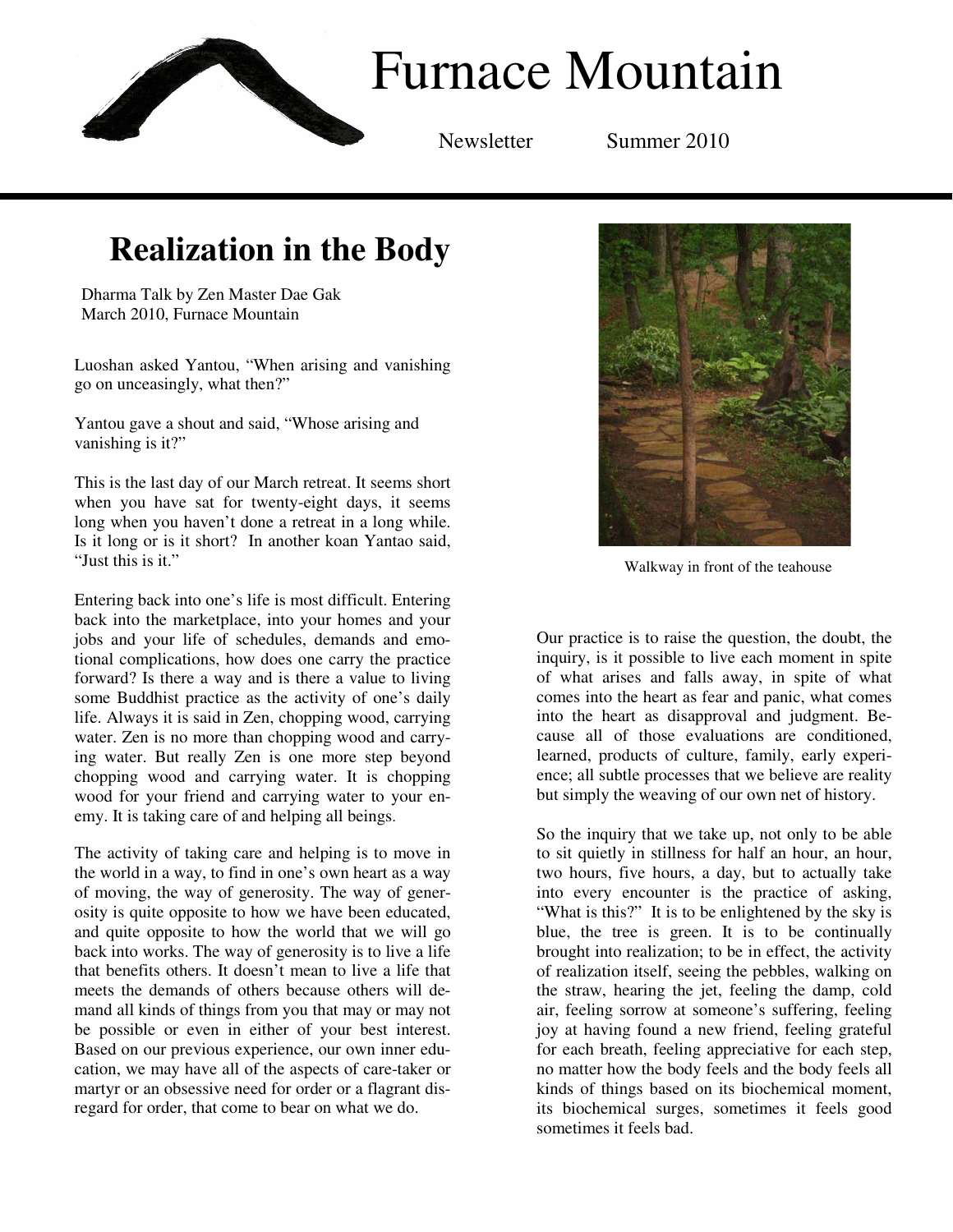# Furnace Mountain

Newsletter Summer 2010

## Realization in the Body

Dharma Talk by Zen Master Dae Gak
March 2010, Furnace Mountain

Luoshan asked Yantou, "When arising and vanishing go on unceasingly, what then?"

Yantou gave a shout and said, "Whose arising and vanishing is it?"

This is the last day of our March retreat. It seems short when you have sat for twenty-eight days, it seems long when you haven't done a retreat in a long while. Is it long or is it short? In another koan Yantao said, "Just this is it."

Entering back into one's life is most difficult. Entering back into the marketplace, into your homes and your jobs and your life of schedules, demands and emotional complications, how does one carry the practice forward? Is there a way and is there a value to living some Buddhist practice as the activity of one's daily life. Always it is said in Zen, chopping wood, carrying water. Zen is no more than chopping wood and carrying water. But really Zen is one more step beyond chopping wood and carrying water. It is chopping wood for your friend and carrying water to your enemy. It is taking care of and helping all beings.

The activity of taking care and helping is to move in the world in a way, to find in one's own heart as a way of moving, the way of generosity. The way of generosity is quite opposite to how we have been educated, and quite opposite to how the world that we will go back into works. The way of generosity is to live a life that benefits others. It doesn't mean to live a life that meets the demands of others because others will demand all kinds of things from you that may or may not be possible or even in either of your best interest. Based on our previous experience, our own inner education, we may have all of the aspects of care-taker or martyr or an obsessive need for order or a flagrant disregard for order, that come to bear on what we do.

Walkway in front of the teahouse

Our practice is to raise the question, the doubt, the inquiry, is it possible to live each moment in spite of what arises and falls away, in spite of what comes into the heart as fear and panic, what comes into the heart as disapproval and judgment. Because all of those evaluations are conditioned, learned, products of culture, family, early experience; all subtle processes that we believe are reality but simply the weaving of our own net of history.

So the inquiry that we take up, not only to be able to sit quietly in stillness for half an hour, an hour, two hours, five hours, a day, but to actually take into every encounter is the practice of asking, "What is this?" It is to be enlightened by the sky is blue, the tree is green. It is to be continually brought into realization; to be in effect, the activity of realization itself, seeing the pebbles, walking on the straw, hearing the jet, feeling the damp, cold air, feeling sorrow at someone's suffering, feeling joy at having found a new friend, feeling grateful for each breath, feeling appreciative for each step, no matter how the body feels and the body feels all kinds of things based on its biochemical moment, its biochemical surges, sometimes it feels good sometimes it feels bad.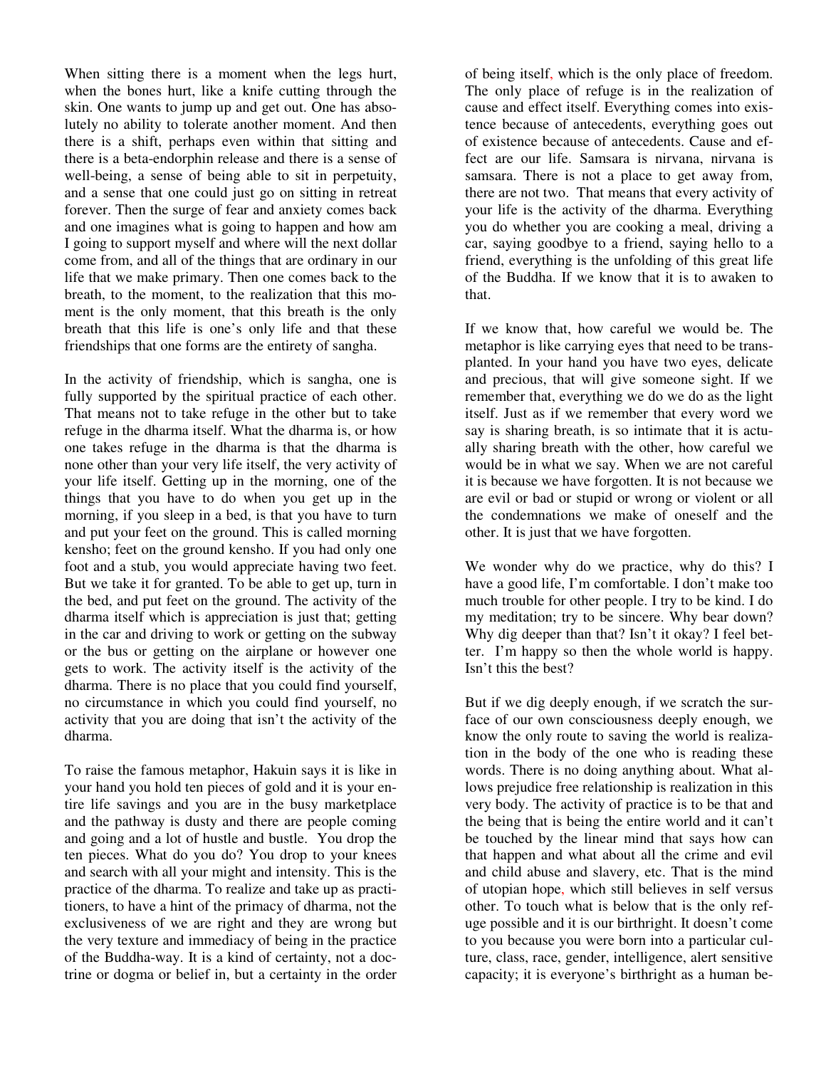When sitting there is a moment when the legs hurt, when the bones hurt, like a knife cutting through the skin. One wants to jump up and get out. One has absolutely no ability to tolerate another moment. And then there is a shift, perhaps even within that sitting and there is a beta-endorphin release and there is a sense of well-being, a sense of being able to sit in perpetuity, and a sense that one could just go on sitting in retreat forever. Then the surge of fear and anxiety comes back and one imagines what is going to happen and how am I going to support myself and where will the next dollar come from, and all of the things that are ordinary in our life that we make primary. Then one comes back to the breath, to the moment, to the realization that this moment is the only moment, that this breath is the only breath that this life is one's only life and that these friendships that one forms are the entirety of sangha.

In the activity of friendship, which is sangha, one is fully supported by the spiritual practice of each other. That means not to take refuge in the other but to take refuge in the dharma itself. What the dharma is, or how one takes refuge in the dharma is that the dharma is none other than your very life itself, the very activity of your life itself. Getting up in the morning, one of the things that you have to do when you get up in the morning, if you sleep in a bed, is that you have to turn and put your feet on the ground. This is called morning kensho; feet on the ground kensho. If you had only one foot and a stub, you would appreciate having two feet. But we take it for granted. To be able to get up, turn in the bed, and put feet on the ground. The activity of the dharma itself which is appreciation is just that; getting in the car and driving to work or getting on the subway or the bus or getting on the airplane or however one gets to work. The activity itself is the activity of the dharma. There is no place that you could find yourself, no circumstance in which you could find yourself, no activity that you are doing that isn't the activity of the dharma.

To raise the famous metaphor, Hakuin says it is like in your hand you hold ten pieces of gold and it is your entire life savings and you are in the busy marketplace and the pathway is dusty and there are people coming and going and a lot of hustle and bustle. You drop the ten pieces. What do you do? You drop to your knees and search with all your might and intensity. This is the practice of the dharma. To realize and take up as practitioners, to have a hint of the primacy of dharma, not the exclusiveness of we are right and they are wrong but the very texture and immediacy of being in the practice of the Buddha-way. It is a kind of certainty, not a doctrine or dogma or belief in, but a certainty in the order of being itself, which is the only place of freedom. The only place of refuge is in the realization of cause and effect itself. Everything comes into existence because of antecedents, everything goes out of existence because of antecedents. Cause and effect are our life. Samsara is nirvana, nirvana is samsara. There is not a place to get away from, there are not two. That means that every activity of your life is the activity of the dharma. Everything you do whether you are cooking a meal, driving a car, saying goodbye to a friend, saying hello to a friend, everything is the unfolding of this great life of the Buddha. If we know that it is to awaken to that.

If we know that, how careful we would be. The metaphor is like carrying eyes that need to be transplanted. In your hand you have two eyes, delicate and precious, that will give someone sight. If we remember that, everything we do we do as the light itself. Just as if we remember that every word we say is sharing breath, is so intimate that it is actually sharing breath with the other, how careful we would be in what we say. When we are not careful it is because we have forgotten. It is not because we are evil or bad or stupid or wrong or violent or all the condemnations we make of oneself and the other. It is just that we have forgotten.

We wonder why do we practice, why do this? I have a good life, I'm comfortable. I don't make too much trouble for other people. I try to be kind. I do my meditation; try to be sincere. Why bear down? Why dig deeper than that? Isn't it okay? I feel better. I'm happy so then the whole world is happy. Isn't this the best?

But if we dig deeply enough, if we scratch the surface of our own consciousness deeply enough, we know the only route to saving the world is realization in the body of the one who is reading these words. There is no doing anything about. What allows prejudice free relationship is realization in this very body. The activity of practice is to be that and the being that is being the entire world and it can't be touched by the linear mind that says how can that happen and what about all the crime and evil and child abuse and slavery, etc. That is the mind of utopian hope, which still believes in self versus other. To touch what is below that is the only refuge possible and it is our birthright. It doesn't come to you because you were born into a particular culture, class, race, gender, intelligence, alert sensitive capacity; it is everyone's birthright as a human be-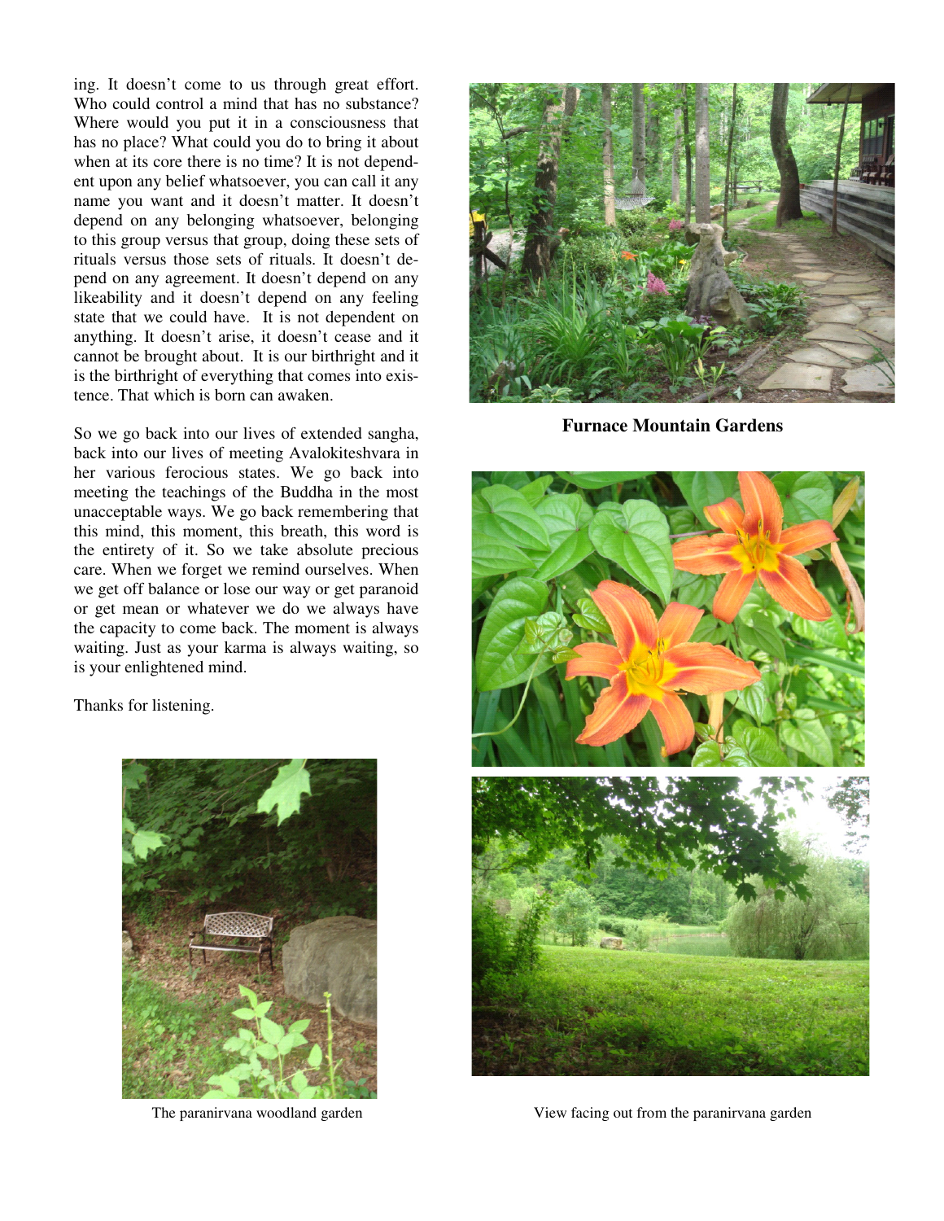ing. It doesn't come to us through great effort. Who could control a mind that has no substance? Where would you put it in a consciousness that has no place? What could you do to bring it about when at its core there is no time? It is not dependent upon any belief whatsoever, you can call it any name you want and it doesn't matter. It doesn't depend on any belonging whatsoever, belonging to this group versus that group, doing these sets of rituals versus those sets of rituals. It doesn't depend on any agreement. It doesn't depend on any likeability and it doesn't depend on any feeling state that we could have. It is not dependent on anything. It doesn't arise, it doesn't cease and it cannot be brought about. It is our birthright and it is the birthright of everything that comes into existence. That which is born can awaken.

So we go back into our lives of extended sangha, back into our lives of meeting Avalokiteshvara in her various ferocious states. We go back into meeting the teachings of the Buddha in the most unacceptable ways. We go back remembering that this mind, this moment, this breath, this word is the entirety of it. So we take absolute precious care. When we forget we remind ourselves. When we get off balance or lose our way or get paranoid or get mean or whatever we do we always have the capacity to come back. The moment is always waiting. Just as your karma is always waiting, so is your enlightened mind.

Thanks for listening.

**Furnace Mountain Gardens**

The paranirvana woodland garden

View facing out from the paranirvana garden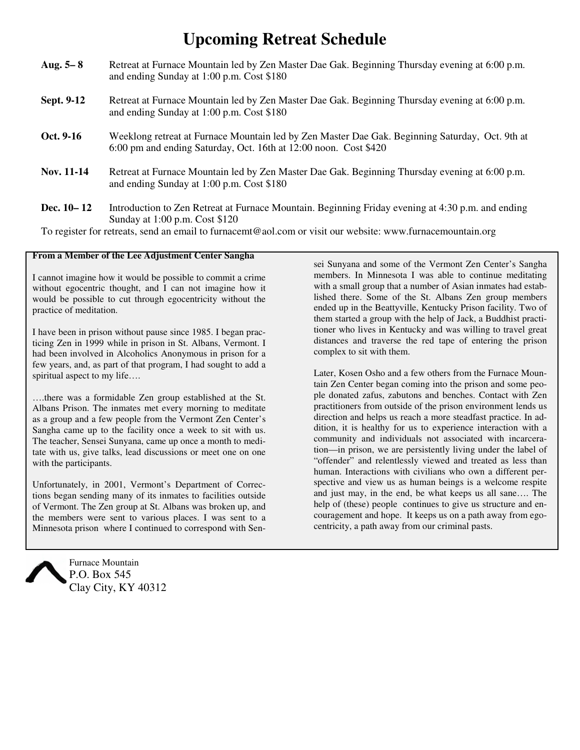# Upcoming Retreat Schedule

**Aug. 5– 8** Retreat at Furnace Mountain led by Zen Master Dae Gak. Beginning Thursday evening at 6:00 p.m. and ending Sunday at 1:00 p.m. Cost $180

**Sept. 9-12** Retreat at Furnace Mountain led by Zen Master Dae Gak. Beginning Thursday evening at 6:00 p.m. and ending Sunday at 1:00 p.m. Cost $180

**Oct. 9-16** Weeklong retreat at Furnace Mountain led by Zen Master Dae Gak. Beginning Saturday, Oct. 9th at 6:00 pm and ending Saturday, Oct. 16th at 12:00 noon. Cost $420

**Nov. 11-14** Retreat at Furnace Mountain led by Zen Master Dae Gak. Beginning Thursday evening at 6:00 p.m. and ending Sunday at 1:00 p.m. Cost $180

**Dec. 10– 12** Introduction to Zen Retreat at Furnace Mountain. Beginning Friday evening at 4:30 p.m. and ending Sunday at 1:00 p.m. Cost $120

To register for retreats, send an email to furnacemt@aol.com or visit our website: www.furnacemountain.org

**From a Member of the Lee Adjustment Center Sangha**

I cannot imagine how it would be possible to commit a crime without egocentric thought, and I can not imagine how it would be possible to cut through egocentricity without the practice of meditation.

I have been in prison without pause since 1985. I began practicing Zen in 1999 while in prison in St. Albans, Vermont. I had been involved in Alcoholics Anonymous in prison for a few years, and, as part of that program, I had sought to add a spiritual aspect to my life….

….there was a formidable Zen group established at the St. Albans Prison. The inmates met every morning to meditate as a group and a few people from the Vermont Zen Center's Sangha came up to the facility once a week to sit with us. The teacher, Sensei Sunyana, came up once a month to meditate with us, give talks, lead discussions or meet one on one with the participants.

Unfortunately, in 2001, Vermont's Department of Corrections began sending many of its inmates to facilities outside of Vermont. The Zen group at St. Albans was broken up, and the members were sent to various places. I was sent to a Minnesota prison where I continued to correspond with Sensei Sunyana and some of the Vermont Zen Center's Sangha members. In Minnesota I was able to continue meditating with a small group that a number of Asian inmates had established there. Some of the St. Albans Zen group members ended up in the Beattyville, Kentucky Prison facility. Two of them started a group with the help of Jack, a Buddhist practitioner who lives in Kentucky and was willing to travel great distances and traverse the red tape of entering the prison complex to sit with them.

Later, Kosen Osho and a few others from the Furnace Mountain Zen Center began coming into the prison and some people donated zafus, zabutons and benches. Contact with Zen practitioners from outside of the prison environment lends us direction and helps us reach a more steadfast practice. In addition, it is healthy for us to experience interaction with a community and individuals not associated with incarceration—in prison, we are persistently living under the label of "offender" and relentlessly viewed and treated as less than human. Interactions with civilians who own a different perspective and view us as human beings is a welcome respite and just may, in the end, be what keeps us all sane…. The help of (these) people continues to give us structure and encouragement and hope. It keeps us on a path away from egocentricity, a path away from our criminal pasts.

Furnace Mountain
P.O. Box 545
Clay City, KY 40312